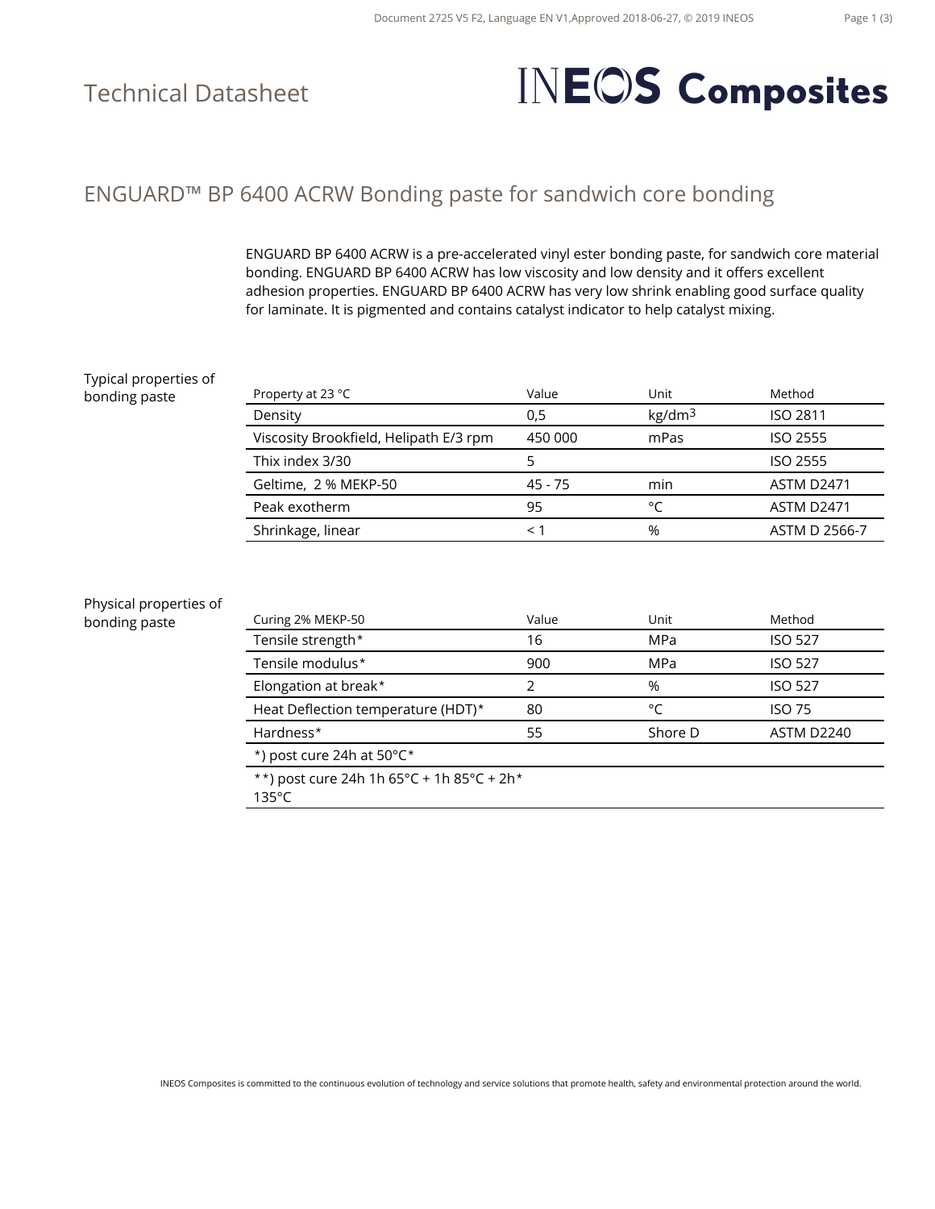# Technical Datasheet

INEOS Composites

## ENGUARD™ BP 6400 ACRW Bonding paste for sandwich core bonding

ENGUARD BP 6400 ACRW is a pre-accelerated vinyl ester bonding paste, for sandwich core material bonding. ENGUARD BP 6400 ACRW has low viscosity and low density and it offers excellent adhesion properties. ENGUARD BP 6400 ACRW has very low shrink enabling good surface quality for laminate. It is pigmented and contains catalyst indicator to help catalyst mixing.

### Typical properties of bonding paste

| Property at 23 °C | Value | Unit | Method |
|---|---|---|---|
| Density | 0,5 | $kg/dm^3$ | ISO 2811 |
| Viscosity Brookfield, Helipath E/3 rpm | 450 000 | mPas | ISO 2555 |
| Thix index 3/30 | 5 | | ISO 2555 |
| Geltime, 2 % MEKP-50 | 45 - 75 | min | ASTM D2471 |
| Peak exotherm | 95 | °C | ASTM D2471 |
| Shrinkage, linear | < 1 | % | ASTM D 2566-7 |

### Physical properties of bonding paste

| Curing 2% MEKP-50 | Value | Unit | Method |
|---|---|---|---|
| Tensile strength* | 16 | MPa | ISO 527 |
| Tensile modulus* | 900 | MPa | ISO 527 |
| Elongation at break* | 2 | % | ISO 527 |
| Heat Deflection temperature (HDT)* | 80 | °C | ISO 75 |
| Hardness* | 55 | Shore D | ASTM D2240 |
| *) post cure 24h at 50°C* | | | |
| **) post cure 24h 1h 65°C + 1h 85°C + 2h* 135°C | | | |

INEOS Composites is committed to the continuous evolution of technology and service solutions that promote health, safety and environmental protection around the world.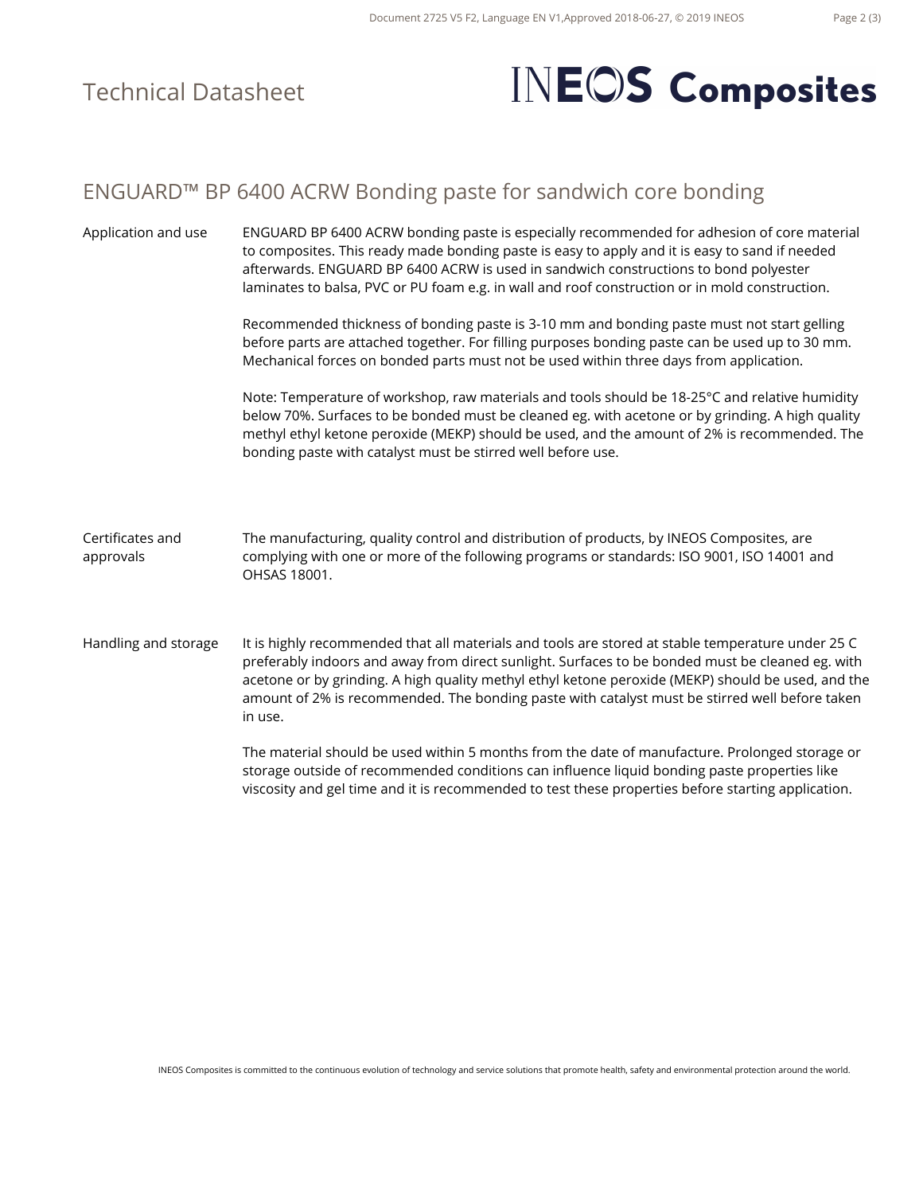Technical Datasheet

# ENGUARD™ BP 6400 ACRW Bonding paste for sandwich core bonding

| | |
|---|---|
| Application and use | ENGUARD BP 6400 ACRW bonding paste is especially recommended for adhesion of core material to composites. This ready made bonding paste is easy to apply and it is easy to sand if needed afterwards. ENGUARD BP 6400 ACRW is used in sandwich constructions to bond polyester laminates to balsa, PVC or PU foam e.g. in wall and roof construction or in mold construction.<br><br>Recommended thickness of bonding paste is 3-10 mm and bonding paste must not start gelling before parts are attached together. For filling purposes bonding paste can be used up to 30 mm. Mechanical forces on bonded parts must not be used within three days from application.<br><br>Note: Temperature of workshop, raw materials and tools should be 18-25°C and relative humidity below 70%. Surfaces to be bonded must be cleaned eg. with acetone or by grinding. A high quality methyl ethyl ketone peroxide (MEKP) should be used, and the amount of 2% is recommended. The bonding paste with catalyst must be stirred well before use. |
| Certificates and approvals | The manufacturing, quality control and distribution of products, by INEOS Composites, are complying with one or more of the following programs or standards: ISO 9001, ISO 14001 and OHSAS 18001. |
| Handling and storage | It is highly recommended that all materials and tools are stored at stable temperature under 25 C preferably indoors and away from direct sunlight. Surfaces to be bonded must be cleaned eg. with acetone or by grinding. A high quality methyl ethyl ketone peroxide (MEKP) should be used, and the amount of 2% is recommended. The bonding paste with catalyst must be stirred well before taken in use.<br><br>The material should be used within 5 months from the date of manufacture. Prolonged storage or storage outside of recommended conditions can influence liquid bonding paste properties like viscosity and gel time and it is recommended to test these properties before starting application. |

INEOS Composites is committed to the continuous evolution of technology and service solutions that promote health, safety and environmental protection around the world.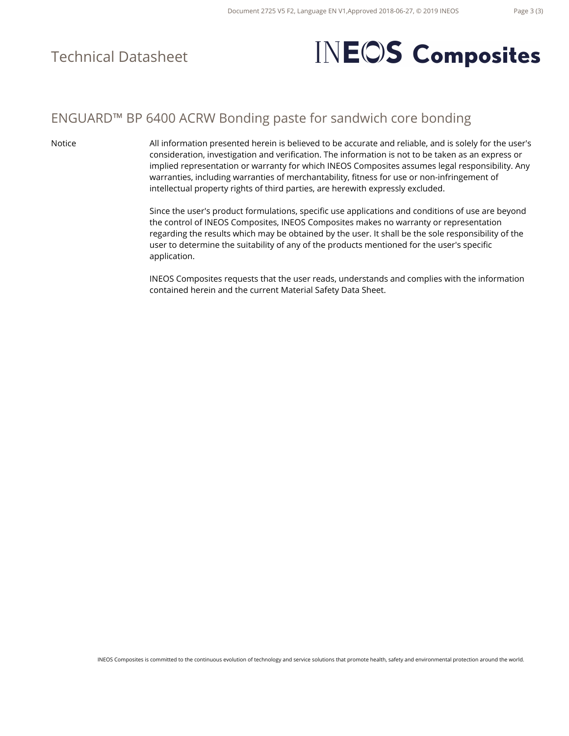Technical Datasheet

INEOS Composites

## ENGUARD™ BP 6400 ACRW Bonding paste for sandwich core bonding

**Notice**

All information presented herein is believed to be accurate and reliable, and is solely for the user's consideration, investigation and verification. The information is not to be taken as an express or implied representation or warranty for which INEOS Composites assumes legal responsibility. Any warranties, including warranties of merchantability, fitness for use or non-infringement of intellectual property rights of third parties, are herewith expressly excluded.

Since the user's product formulations, specific use applications and conditions of use are beyond the control of INEOS Composites, INEOS Composites makes no warranty or representation regarding the results which may be obtained by the user. It shall be the sole responsibility of the user to determine the suitability of any of the products mentioned for the user's specific application.

INEOS Composites requests that the user reads, understands and complies with the information contained herein and the current Material Safety Data Sheet.

INEOS Composites is committed to the continuous evolution of technology and service solutions that promote health, safety and environmental protection around the world.